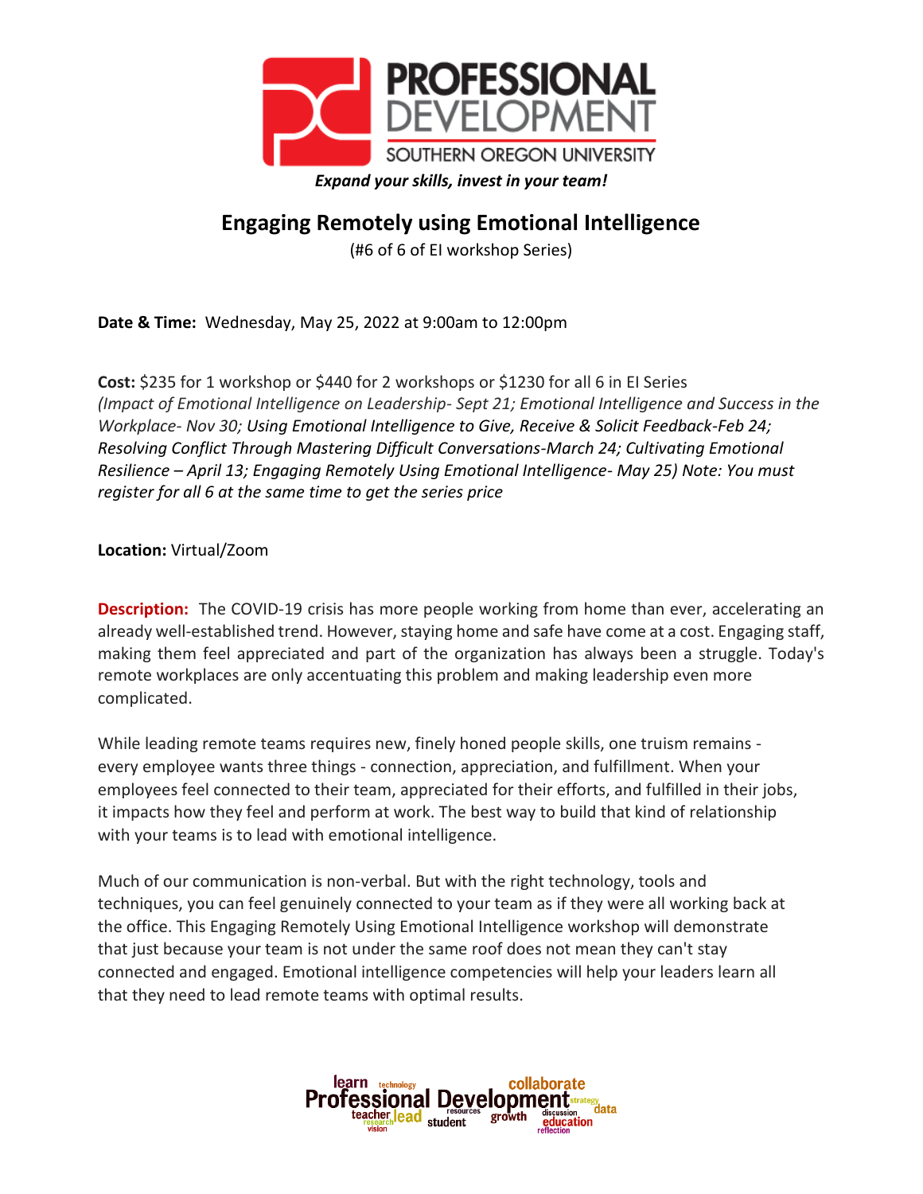PROFESSIONAL DEVELOPMENT

SOUTHERN OREGON UNIVERSITY

***Expand your skills, invest in your team!***

# Engaging Remotely using Emotional Intelligence

(#6 of 6 of EI workshop Series)

**Date & Time:** Wednesday, May 25, 2022 at 9:00am to 12:00pm

**Cost:** $235 for 1 workshop or $440 for 2 workshops or $1230 for all 6 in EI Series
*(Impact of Emotional Intelligence on Leadership- Sept 21; Emotional Intelligence and Success in the Workplace- Nov 30; Using Emotional Intelligence to Give, Receive & Solicit Feedback-Feb 24; Resolving Conflict Through Mastering Difficult Conversations-March 24; Cultivating Emotional Resilience – April 13; Engaging Remotely Using Emotional Intelligence- May 25) Note: You must register for all 6 at the same time to get the series price*

**Location:** Virtual/Zoom

**Description:** The COVID-19 crisis has more people working from home than ever, accelerating an already well-established trend. However, staying home and safe have come at a cost. Engaging staff, making them feel appreciated and part of the organization has always been a struggle. Today's remote workplaces are only accentuating this problem and making leadership even more complicated.

While leading remote teams requires new, finely honed people skills, one truism remains - every employee wants three things - connection, appreciation, and fulfillment. When your employees feel connected to their team, appreciated for their efforts, and fulfilled in their jobs, it impacts how they feel and perform at work. The best way to build that kind of relationship with your teams is to lead with emotional intelligence.

Much of our communication is non-verbal. But with the right technology, tools and techniques, you can feel genuinely connected to your team as if they were all working back at the office. This Engaging Remotely Using Emotional Intelligence workshop will demonstrate that just because your team is not under the same roof does not mean they can't stay connected and engaged. Emotional intelligence competencies will help your leaders learn all that they need to lead remote teams with optimal results.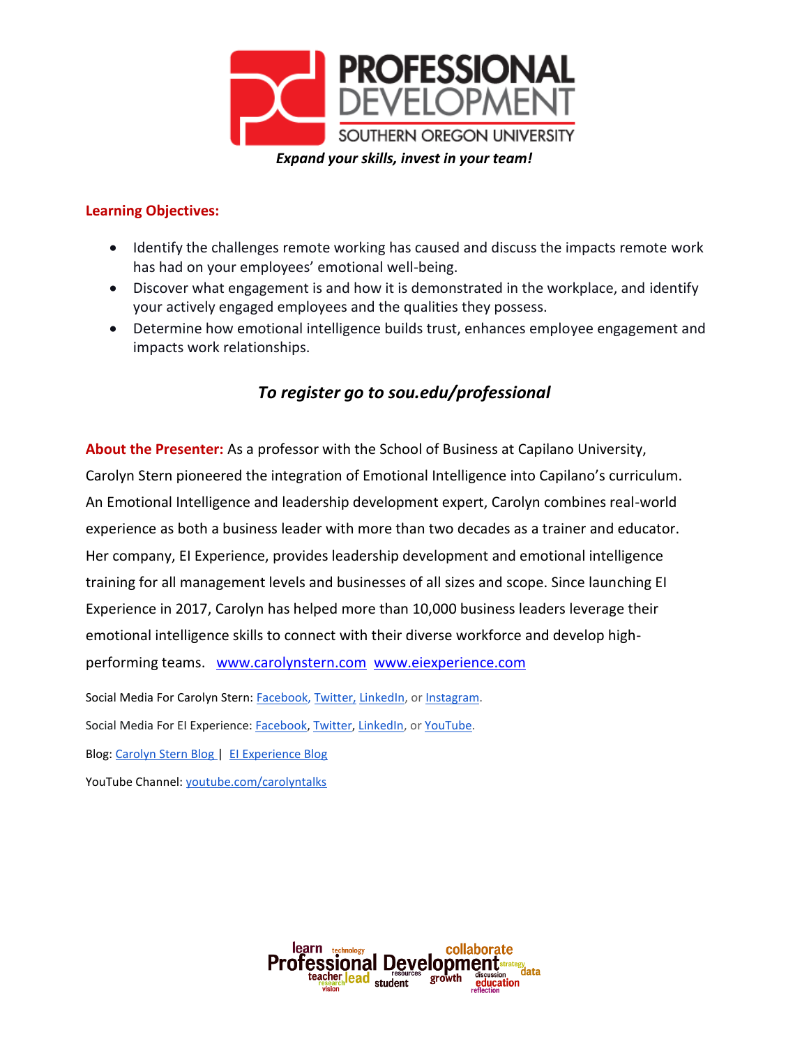*Expand your skills, invest in your team!*

**Learning Objectives:**

- Identify the challenges remote working has caused and discuss the impacts remote work has had on your employees' emotional well-being.
- Discover what engagement is and how it is demonstrated in the workplace, and identify your actively engaged employees and the qualities they possess.
- Determine how emotional intelligence builds trust, enhances employee engagement and impacts work relationships.

***To register go to sou.edu/professional***

**About the Presenter:** As a professor with the School of Business at Capilano University, Carolyn Stern pioneered the integration of Emotional Intelligence into Capilano's curriculum. An Emotional Intelligence and leadership development expert, Carolyn combines real-world experience as both a business leader with more than two decades as a trainer and educator. Her company, EI Experience, provides leadership development and emotional intelligence training for all management levels and businesses of all sizes and scope. Since launching EI Experience in 2017, Carolyn has helped more than 10,000 business leaders leverage their emotional intelligence skills to connect with their diverse workforce and develop high-performing teams. www.carolynstern.com www.eiexperience.com

Social Media For Carolyn Stern: Facebook, Twitter, LinkedIn, or Instagram.

Social Media For EI Experience: Facebook, Twitter, LinkedIn, or YouTube.

Blog: Carolyn Stern Blog | EI Experience Blog

YouTube Channel: youtube.com/carolyntalks